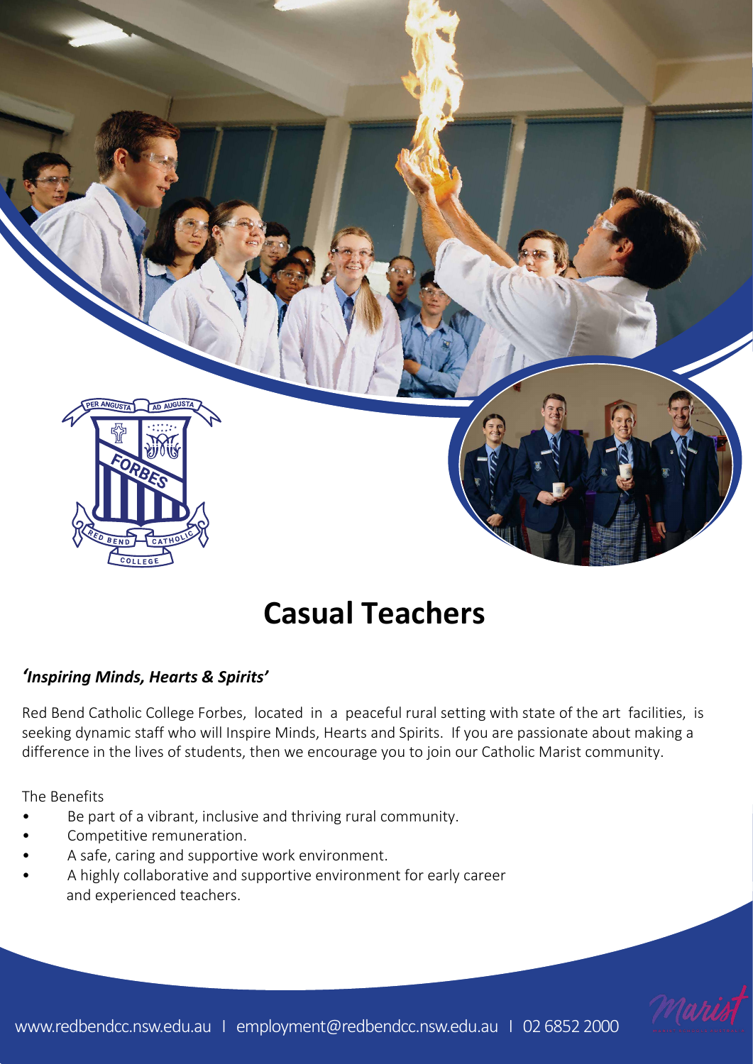# Casual Teachers

***'Inspiring Minds, Hearts & Spirits'***

Red Bend Catholic College Forbes, located in a peaceful rural setting with state of the art facilities, is seeking dynamic staff who will Inspire Minds, Hearts and Spirits. If you are passionate about making a difference in the lives of students, then we encourage you to join our Catholic Marist community.

The Benefits

- Be part of a vibrant, inclusive and thriving rural community.
- Competitive remuneration.
- A safe, caring and supportive work environment.
- A highly collaborative and supportive environment for early career and experienced teachers.

www.redbendcc.nsw.edu.au | employment@redbendcc.nsw.edu.au | 02 6852 2000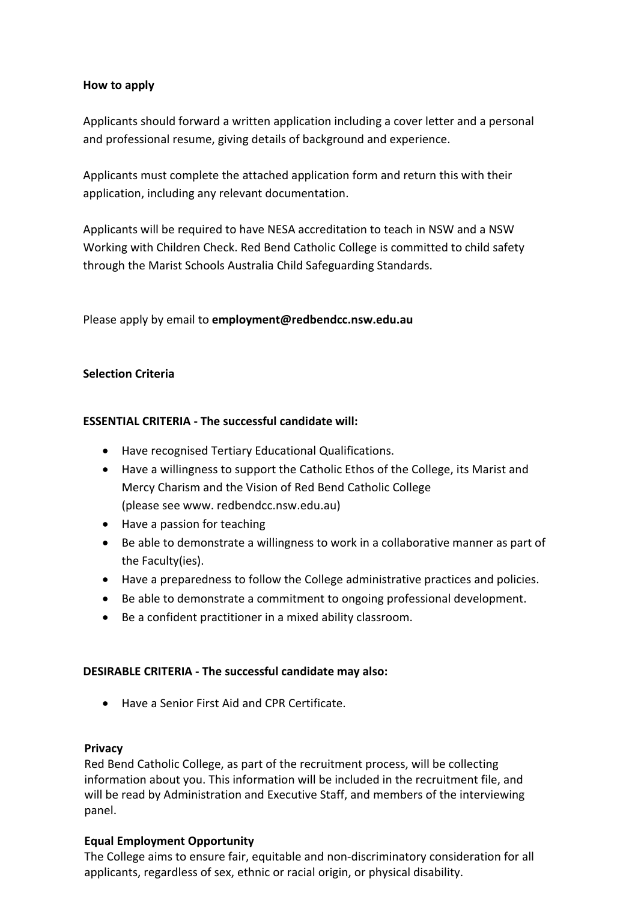**How to apply**

Applicants should forward a written application including a cover letter and a personal and professional resume, giving details of background and experience.

Applicants must complete the attached application form and return this with their application, including any relevant documentation.

Applicants will be required to have NESA accreditation to teach in NSW and a NSW Working with Children Check. Red Bend Catholic College is committed to child safety through the Marist Schools Australia Child Safeguarding Standards.

Please apply by email to **employment@redbendcc.nsw.edu.au**

**Selection Criteria**

**ESSENTIAL CRITERIA - The successful candidate will:**

- Have recognised Tertiary Educational Qualifications.
- Have a willingness to support the Catholic Ethos of the College, its Marist and Mercy Charism and the Vision of Red Bend Catholic College (please see www. redbendcc.nsw.edu.au)
- Have a passion for teaching
- Be able to demonstrate a willingness to work in a collaborative manner as part of the Faculty(ies).
- Have a preparedness to follow the College administrative practices and policies.
- Be able to demonstrate a commitment to ongoing professional development.
- Be a confident practitioner in a mixed ability classroom.

**DESIRABLE CRITERIA - The successful candidate may also:**

- Have a Senior First Aid and CPR Certificate.

**Privacy**

Red Bend Catholic College, as part of the recruitment process, will be collecting information about you. This information will be included in the recruitment file, and will be read by Administration and Executive Staff, and members of the interviewing panel.

**Equal Employment Opportunity**

The College aims to ensure fair, equitable and non-discriminatory consideration for all applicants, regardless of sex, ethnic or racial origin, or physical disability.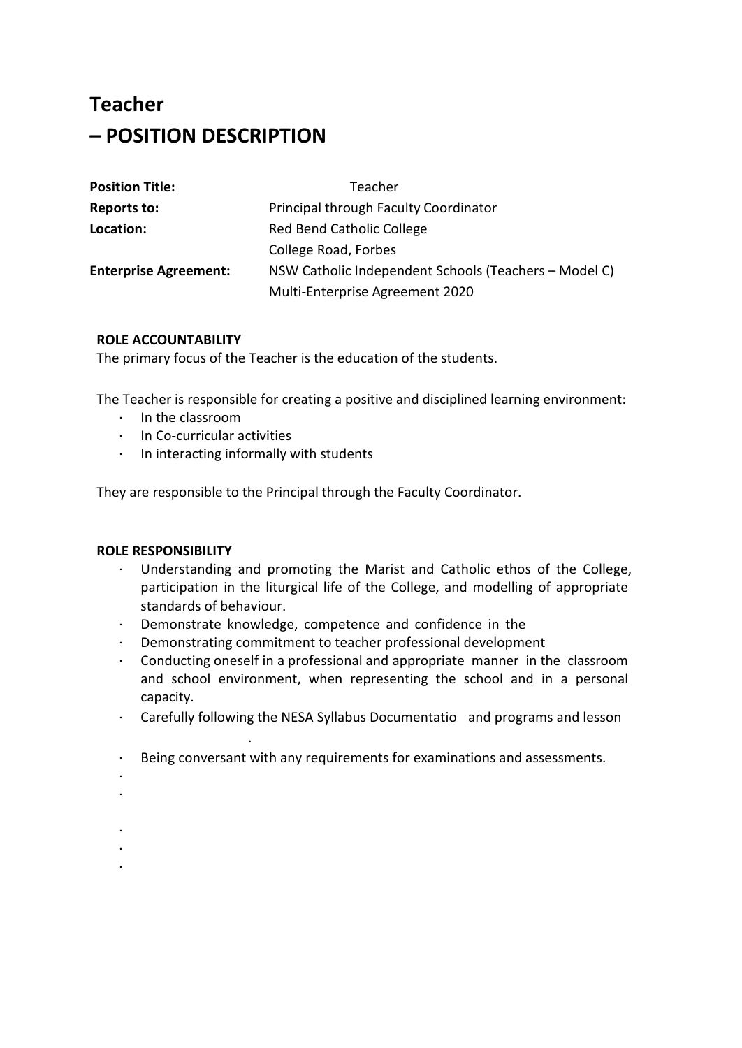# Teacher
# – POSITION DESCRIPTION

| | |
|---|---|
| **Position Title:** | Teacher |
| **Reports to:** | Principal through Faculty Coordinator |
| **Location:** | Red Bend Catholic College<br>College Road, Forbes |
| **Enterprise Agreement:** | NSW Catholic Independent Schools (Teachers – Model C)<br>Multi-Enterprise Agreement 2020 |

**ROLE ACCOUNTABILITY**

The primary focus of the Teacher is the education of the students.

The Teacher is responsible for creating a positive and disciplined learning environment:

- In the classroom
- In Co-curricular activities
- In interacting informally with students

They are responsible to the Principal through the Faculty Coordinator.

**ROLE RESPONSIBILITY**

- Understanding and promoting the Marist and Catholic ethos of the College, participation in the liturgical life of the College, and modelling of appropriate standards of behaviour.
- Demonstrate knowledge, competence and confidence in the
- Demonstrating commitment to teacher professional development
- Conducting oneself in a professional and appropriate manner in the classroom and school environment, when representing the school and in a personal capacity.
- Carefully following the NESA Syllabus Documentatio and programs and lesson
  .
- Being conversant with any requirements for examinations and assessments.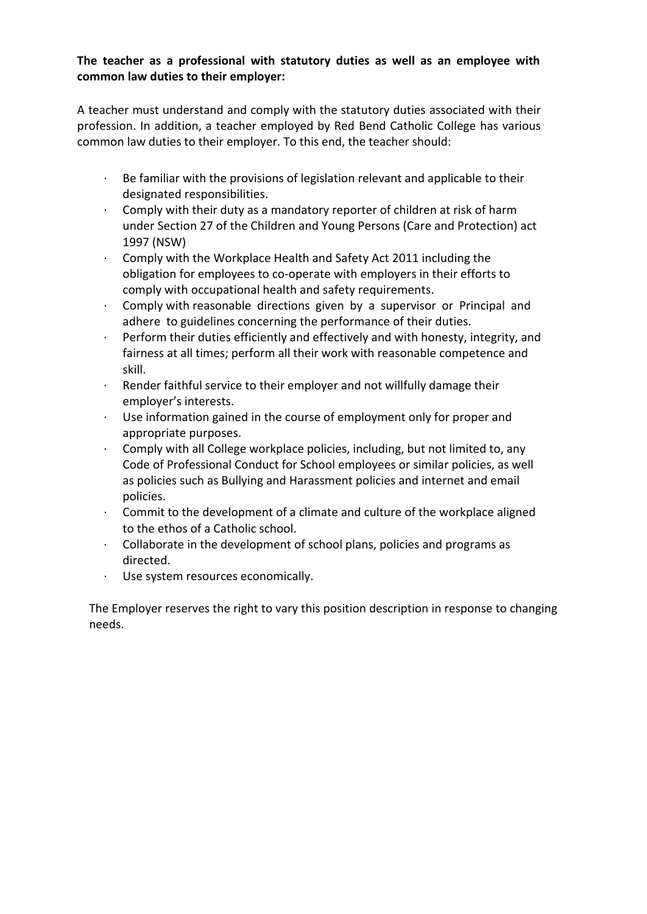**The teacher as a professional with statutory duties as well as an employee with common law duties to their employer:**

A teacher must understand and comply with the statutory duties associated with their profession. In addition, a teacher employed by Red Bend Catholic College has various common law duties to their employer. To this end, the teacher should:

- Be familiar with the provisions of legislation relevant and applicable to their designated responsibilities.
- Comply with their duty as a mandatory reporter of children at risk of harm under Section 27 of the Children and Young Persons (Care and Protection) act 1997 (NSW)
- Comply with the Workplace Health and Safety Act 2011 including the obligation for employees to co-operate with employers in their efforts to comply with occupational health and safety requirements.
- Comply with reasonable directions given by a supervisor or Principal and adhere to guidelines concerning the performance of their duties.
- Perform their duties efficiently and effectively and with honesty, integrity, and fairness at all times; perform all their work with reasonable competence and skill.
- Render faithful service to their employer and not willfully damage their employer's interests.
- Use information gained in the course of employment only for proper and appropriate purposes.
- Comply with all College workplace policies, including, but not limited to, any Code of Professional Conduct for School employees or similar policies, as well as policies such as Bullying and Harassment policies and internet and email policies.
- Commit to the development of a climate and culture of the workplace aligned to the ethos of a Catholic school.
- Collaborate in the development of school plans, policies and programs as directed.
- Use system resources economically.

The Employer reserves the right to vary this position description in response to changing needs.